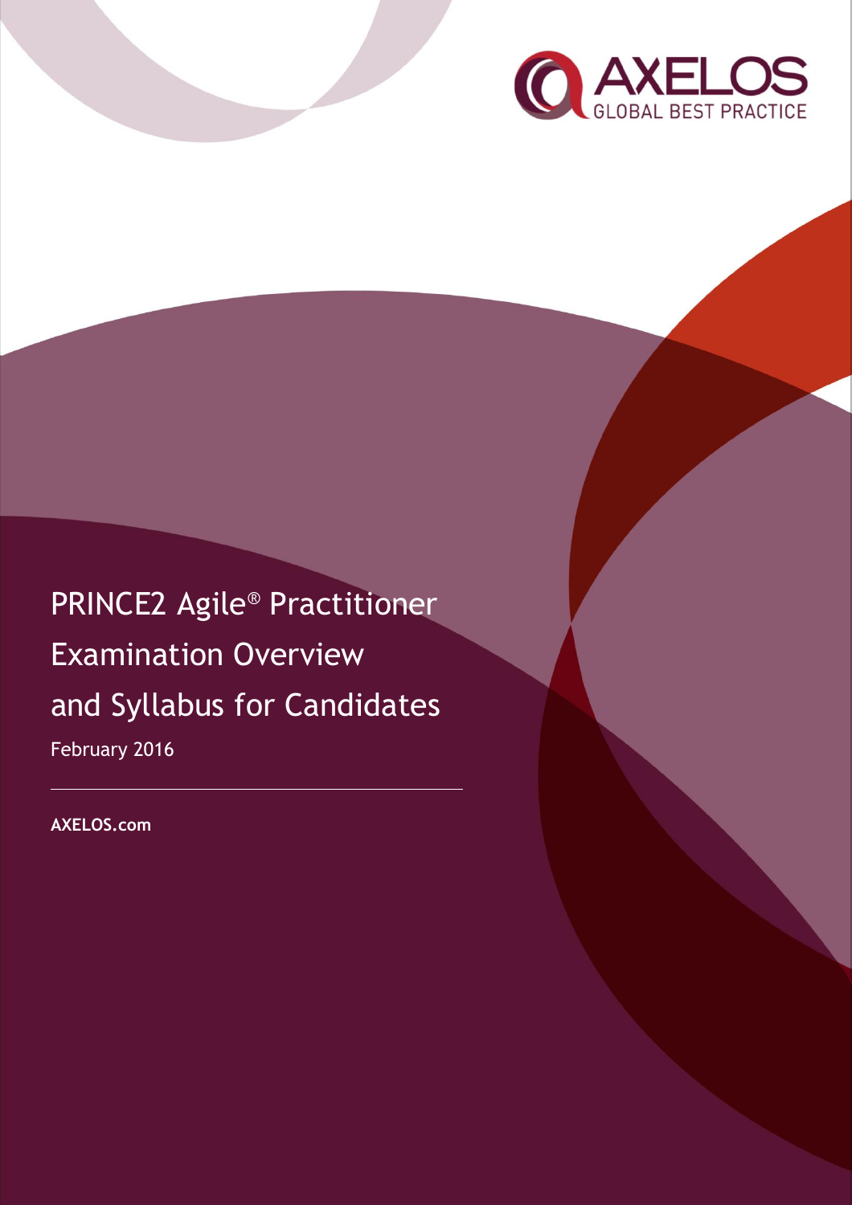AXELOS
GLOBAL BEST PRACTICE

# PRINCE2 Agile® Practitioner Examination Overview and Syllabus for Candidates

February 2016

**AXELOS.com**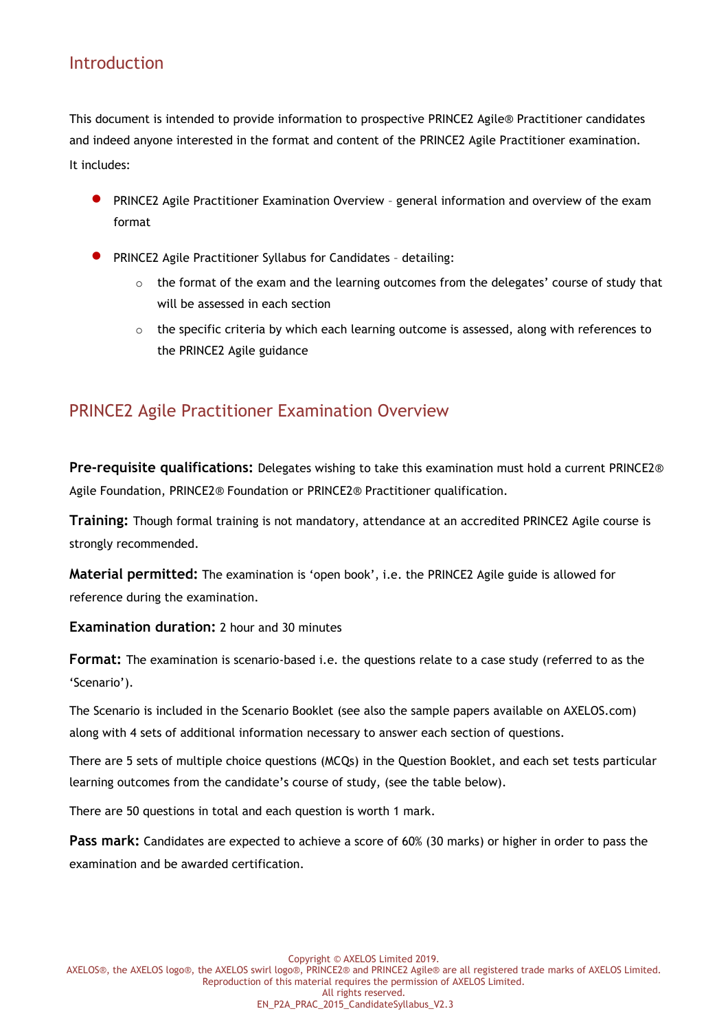## Introduction

This document is intended to provide information to prospective PRINCE2 Agile® Practitioner candidates and indeed anyone interested in the format and content of the PRINCE2 Agile Practitioner examination. It includes:

- PRINCE2 Agile Practitioner Examination Overview – general information and overview of the exam format
- PRINCE2 Agile Practitioner Syllabus for Candidates – detailing:
  - the format of the exam and the learning outcomes from the delegates' course of study that will be assessed in each section
  - the specific criteria by which each learning outcome is assessed, along with references to the PRINCE2 Agile guidance

## PRINCE2 Agile Practitioner Examination Overview

**Pre-requisite qualifications:** Delegates wishing to take this examination must hold a current PRINCE2® Agile Foundation, PRINCE2® Foundation or PRINCE2® Practitioner qualification.

**Training:** Though formal training is not mandatory, attendance at an accredited PRINCE2 Agile course is strongly recommended.

**Material permitted:** The examination is 'open book', i.e. the PRINCE2 Agile guide is allowed for reference during the examination.

**Examination duration:** 2 hour and 30 minutes

**Format:** The examination is scenario-based i.e. the questions relate to a case study (referred to as the 'Scenario').

The Scenario is included in the Scenario Booklet (see also the sample papers available on AXELOS.com) along with 4 sets of additional information necessary to answer each section of questions.

There are 5 sets of multiple choice questions (MCQs) in the Question Booklet, and each set tests particular learning outcomes from the candidate's course of study, (see the table below).

There are 50 questions in total and each question is worth 1 mark.

**Pass mark:** Candidates are expected to achieve a score of 60% (30 marks) or higher in order to pass the examination and be awarded certification.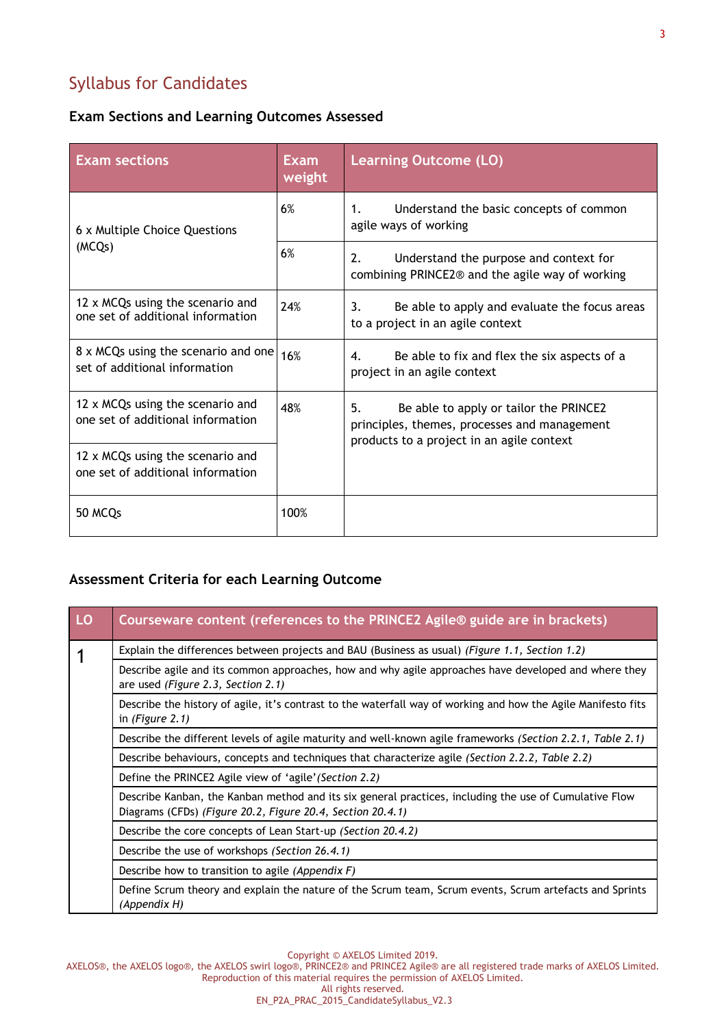## Syllabus for Candidates

### Exam Sections and Learning Outcomes Assessed

| Exam sections | Exam weight | Learning Outcome (LO) |
|---|---|---|
| 6 x Multiple Choice Questions (MCQs) | 6% | 1. Understand the basic concepts of common agile ways of working |
| | 6% | 2. Understand the purpose and context for combining PRINCE2® and the agile way of working |
| 12 x MCQs using the scenario and one set of additional information | 24% | 3. Be able to apply and evaluate the focus areas to a project in an agile context |
| 8 x MCQs using the scenario and one set of additional information | 16% | 4. Be able to fix and flex the six aspects of a project in an agile context |
| 12 x MCQs using the scenario and one set of additional information | 48% | 5. Be able to apply or tailor the PRINCE2 principles, themes, processes and management products to a project in an agile context |
| 12 x MCQs using the scenario and one set of additional information | | |
| 50 MCQs | 100% | |

### Assessment Criteria for each Learning Outcome

| LO | Courseware content (references to the PRINCE2 Agile® guide are in brackets) |
|---|---|
| 1 | Explain the differences between projects and BAU (Business as usual) *(Figure 1.1, Section 1.2)* |
| | Describe agile and its common approaches, how and why agile approaches have developed and where they are used *(Figure 2.3, Section 2.1)* |
| | Describe the history of agile, it's contrast to the waterfall way of working and how the Agile Manifesto fits in *(Figure 2.1)* |
| | Describe the different levels of agile maturity and well-known agile frameworks *(Section 2.2.1, Table 2.1)* |
| | Describe behaviours, concepts and techniques that characterize agile *(Section 2.2.2, Table 2.2)* |
| | Define the PRINCE2 Agile view of 'agile' *(Section 2.2)* |
| | Describe Kanban, the Kanban method and its six general practices, including the use of Cumulative Flow Diagrams (CFDs) *(Figure 20.2, Figure 20.4, Section 20.4.1)* |
| | Describe the core concepts of Lean Start-up *(Section 20.4.2)* |
| | Describe the use of workshops *(Section 26.4.1)* |
| | Describe how to transition to agile *(Appendix F)* |
| | Define Scrum theory and explain the nature of the Scrum team, Scrum events, Scrum artefacts and Sprints *(Appendix H)* |

Copyright © AXELOS Limited 2019.
AXELOS®, the AXELOS logo®, the AXELOS swirl logo®, PRINCE2® and PRINCE2 Agile® are all registered trade marks of AXELOS Limited.
Reproduction of this material requires the permission of AXELOS Limited.
All rights reserved.
EN_P2A_PRAC_2015_CandidateSyllabus_V2.3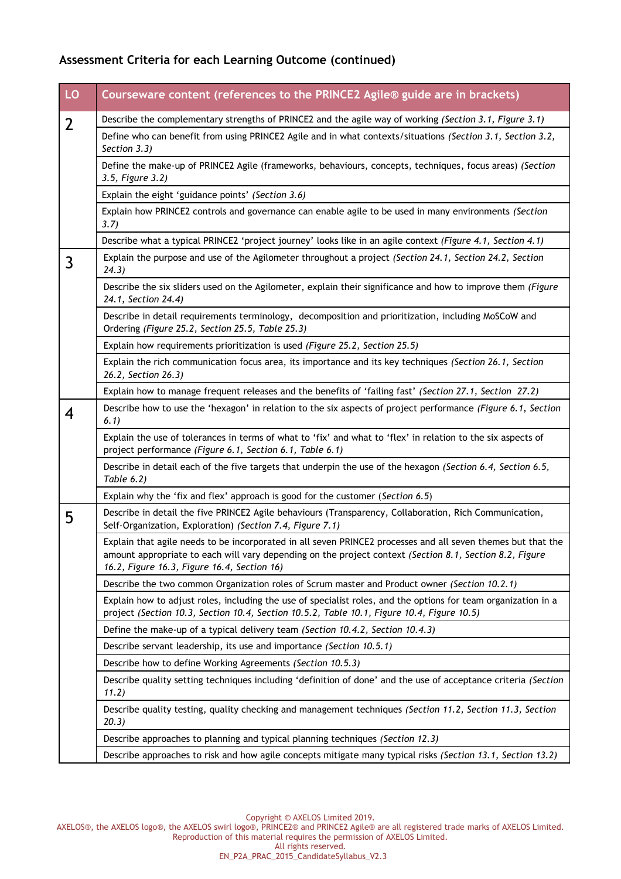### Assessment Criteria for each Learning Outcome (continued)

| LO | Courseware content (references to the PRINCE2 Agile® guide are in brackets) |
|---|---|
| 2 | Describe the complementary strengths of PRINCE2 and the agile way of working *(Section 3.1, Figure 3.1)* |
| | Define who can benefit from using PRINCE2 Agile and in what contexts/situations *(Section 3.1, Section 3.2, Section 3.3)* |
| | Define the make-up of PRINCE2 Agile (frameworks, behaviours, concepts, techniques, focus areas) *(Section 3.5, Figure 3.2)* |
| | Explain the eight 'guidance points' *(Section 3.6)* |
| | Explain how PRINCE2 controls and governance can enable agile to be used in many environments *(Section 3.7)* |
| | Describe what a typical PRINCE2 'project journey' looks like in an agile context *(Figure 4.1, Section 4.1)* |
| 3 | Explain the purpose and use of the Agilometer throughout a project *(Section 24.1, Section 24.2, Section 24.3)* |
| | Describe the six sliders used on the Agilometer, explain their significance and how to improve them *(Figure 24.1, Section 24.4)* |
| | Describe in detail requirements terminology, decomposition and prioritization, including MoSCoW and Ordering *(Figure 25.2, Section 25.5, Table 25.3)* |
| | Explain how requirements prioritization is used *(Figure 25.2, Section 25.5)* |
| | Explain the rich communication focus area, its importance and its key techniques *(Section 26.1, Section 26.2, Section 26.3)* |
| | Explain how to manage frequent releases and the benefits of 'failing fast' *(Section 27.1, Section 27.2)* |
| 4 | Describe how to use the 'hexagon' in relation to the six aspects of project performance *(Figure 6.1, Section 6.1)* |
| | Explain the use of tolerances in terms of what to 'fix' and what to 'flex' in relation to the six aspects of project performance *(Figure 6.1, Section 6.1, Table 6.1)* |
| | Describe in detail each of the five targets that underpin the use of the hexagon *(Section 6.4, Section 6.5, Table 6.2)* |
| | Explain why the 'fix and flex' approach is good for the customer (*Section 6.5*) |
| 5 | Describe in detail the five PRINCE2 Agile behaviours (Transparency, Collaboration, Rich Communication, Self-Organization, Exploration) *(Section 7.4, Figure 7.1)* |
| | Explain that agile needs to be incorporated in all seven PRINCE2 processes and all seven themes but that the amount appropriate to each will vary depending on the project context *(Section 8.1, Section 8.2, Figure 16.2, Figure 16.3, Figure 16.4, Section 16)* |
| | Describe the two common Organization roles of Scrum master and Product owner *(Section 10.2.1)* |
| | Explain how to adjust roles, including the use of specialist roles, and the options for team organization in a project *(Section 10.3, Section 10.4, Section 10.5.2, Table 10.1, Figure 10.4, Figure 10.5)* |
| | Define the make-up of a typical delivery team *(Section 10.4.2, Section 10.4.3)* |
| | Describe servant leadership, its use and importance *(Section 10.5.1)* |
| | Describe how to define Working Agreements *(Section 10.5.3)* |
| | Describe quality setting techniques including 'definition of done' and the use of acceptance criteria *(Section 11.2)* |
| | Describe quality testing, quality checking and management techniques *(Section 11.2, Section 11.3, Section 20.3)* |
| | Describe approaches to planning and typical planning techniques *(Section 12.3)* |
| | Describe approaches to risk and how agile concepts mitigate many typical risks *(Section 13.1, Section 13.2)* |

Copyright © AXELOS Limited 2019.
AXELOS®, the AXELOS logo®, the AXELOS swirl logo®, PRINCE2® and PRINCE2 Agile® are all registered trade marks of AXELOS Limited.
Reproduction of this material requires the permission of AXELOS Limited.
All rights reserved.
EN_P2A_PRAC_2015_CandidateSyllabus_V2.3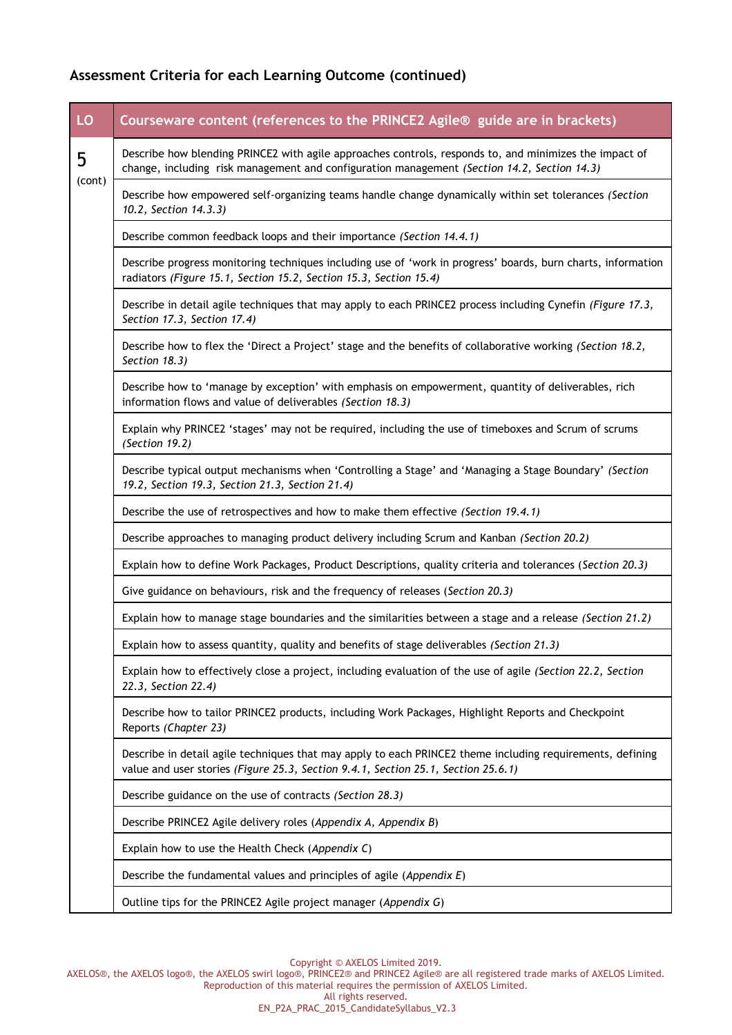**Assessment Criteria for each Learning Outcome (continued)**

| LO | Courseware content (references to the PRINCE2 Agile® guide are in brackets) |
|---|---|
| 5 (cont) | Describe how blending PRINCE2 with agile approaches controls, responds to, and minimizes the impact of change, including risk management and configuration management *(Section 14.2, Section 14.3)* |
| | Describe how empowered self-organizing teams handle change dynamically within set tolerances *(Section 10.2, Section 14.3.3)* |
| | Describe common feedback loops and their importance *(Section 14.4.1)* |
| | Describe progress monitoring techniques including use of 'work in progress' boards, burn charts, information radiators *(Figure 15.1, Section 15.2, Section 15.3, Section 15.4)* |
| | Describe in detail agile techniques that may apply to each PRINCE2 process including Cynefin *(Figure 17.3, Section 17.3, Section 17.4)* |
| | Describe how to flex the 'Direct a Project' stage and the benefits of collaborative working *(Section 18.2, Section 18.3)* |
| | Describe how to 'manage by exception' with emphasis on empowerment, quantity of deliverables, rich information flows and value of deliverables *(Section 18.3)* |
| | Explain why PRINCE2 'stages' may not be required, including the use of timeboxes and Scrum of scrums *(Section 19.2)* |
| | Describe typical output mechanisms when 'Controlling a Stage' and 'Managing a Stage Boundary' *(Section 19.2, Section 19.3, Section 21.3, Section 21.4)* |
| | Describe the use of retrospectives and how to make them effective *(Section 19.4.1)* |
| | Describe approaches to managing product delivery including Scrum and Kanban *(Section 20.2)* |
| | Explain how to define Work Packages, Product Descriptions, quality criteria and tolerances (*Section 20.3)* |
| | Give guidance on behaviours, risk and the frequency of releases (*Section 20.3*) |
| | Explain how to manage stage boundaries and the similarities between a stage and a release *(Section 21.2)* |
| | Explain how to assess quantity, quality and benefits of stage deliverables *(Section 21.3)* |
| | Explain how to effectively close a project, including evaluation of the use of agile *(Section 22.2, Section 22.3, Section 22.4)* |
| | Describe how to tailor PRINCE2 products, including Work Packages, Highlight Reports and Checkpoint Reports *(Chapter 23)* |
| | Describe in detail agile techniques that may apply to each PRINCE2 theme including requirements, defining value and user stories *(Figure 25.3, Section 9.4.1, Section 25.1, Section 25.6.1)* |
| | Describe guidance on the use of contracts *(Section 28.3)* |
| | Describe PRINCE2 Agile delivery roles (*Appendix A, Appendix B*) |
| | Explain how to use the Health Check (*Appendix C*) |
| | Describe the fundamental values and principles of agile (*Appendix E*) |
| | Outline tips for the PRINCE2 Agile project manager (*Appendix G*) |

Copyright © AXELOS Limited 2019.
AXELOS®, the AXELOS logo®, the AXELOS swirl logo®, PRINCE2® and PRINCE2 Agile® are all registered trade marks of AXELOS Limited.
Reproduction of this material requires the permission of AXELOS Limited.
All rights reserved.
EN_P2A_PRAC_2015_CandidateSyllabus_V2.3